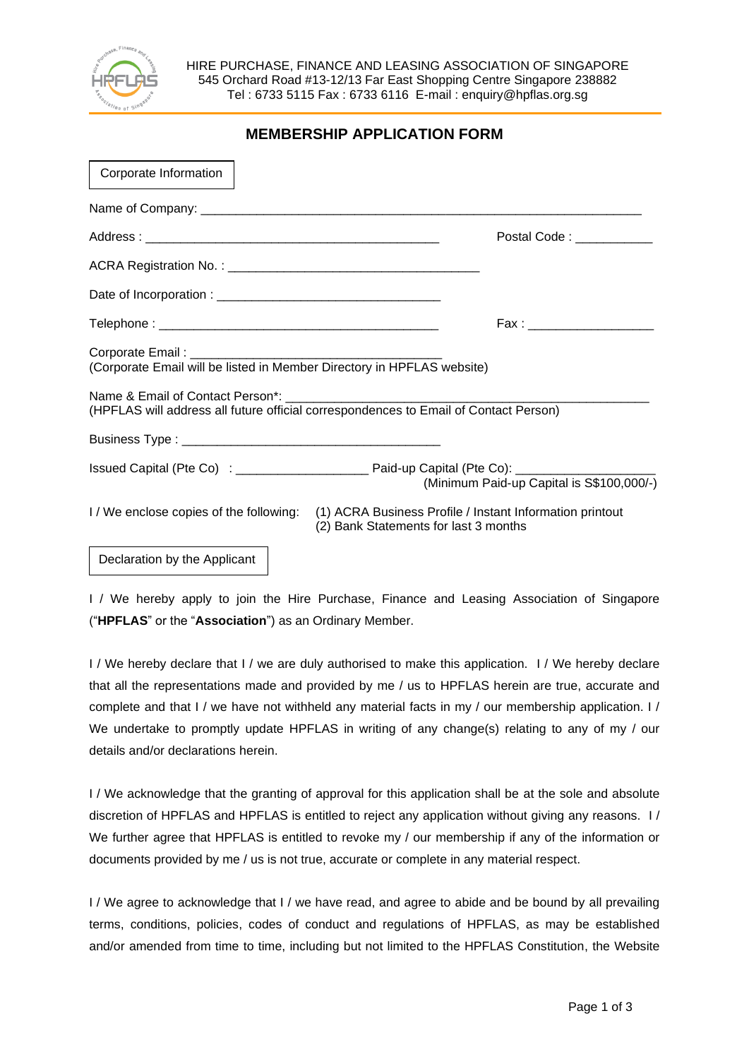HIRE PURCHASE, FINANCE AND LEASING ASSOCIATION OF SINGAPORE
545 Orchard Road #13-12/13 Far East Shopping Centre Singapore 238882
Tel : 6733 5115 Fax : 6733 6116 E-mail : enquiry@hpflas.org.sg

# MEMBERSHIP APPLICATION FORM

## Corporate Information

Name of Company: ______________________________________________________________

Address : ___________________________________________ Postal Code : ___________

ACRA Registration No. : ____________________________________

Date of Incorporation : ________________________________

Telephone : ________________________________________ Fax : __________________

Corporate Email : ____________________________________
(Corporate Email will be listed in Member Directory in HPFLAS website)

Name & Email of Contact Person*: ______________________________________________________
(HPFLAS will address all future official correspondences to Email of Contact Person)

Business Type : _____________________________________

Issued Capital (Pte Co) : ___________________ Paid-up Capital (Pte Co): ____________________
(Minimum Paid-up Capital is S$100,000/-)

I / We enclose copies of the following: (1) ACRA Business Profile / Instant Information printout
(2) Bank Statements for last 3 months

## Declaration by the Applicant

I / We hereby apply to join the Hire Purchase, Finance and Leasing Association of Singapore ("**HPFLAS**" or the "**Association**") as an Ordinary Member.

I / We hereby declare that I / we are duly authorised to make this application. I / We hereby declare that all the representations made and provided by me / us to HPFLAS herein are true, accurate and complete and that I / we have not withheld any material facts in my / our membership application. I / We undertake to promptly update HPFLAS in writing of any change(s) relating to any of my / our details and/or declarations herein.

I / We acknowledge that the granting of approval for this application shall be at the sole and absolute discretion of HPFLAS and HPFLAS is entitled to reject any application without giving any reasons. I / We further agree that HPFLAS is entitled to revoke my / our membership if any of the information or documents provided by me / us is not true, accurate or complete in any material respect.

I / We agree to acknowledge that I / we have read, and agree to abide and be bound by all prevailing terms, conditions, policies, codes of conduct and regulations of HPFLAS, as may be established and/or amended from time to time, including but not limited to the HPFLAS Constitution, the Website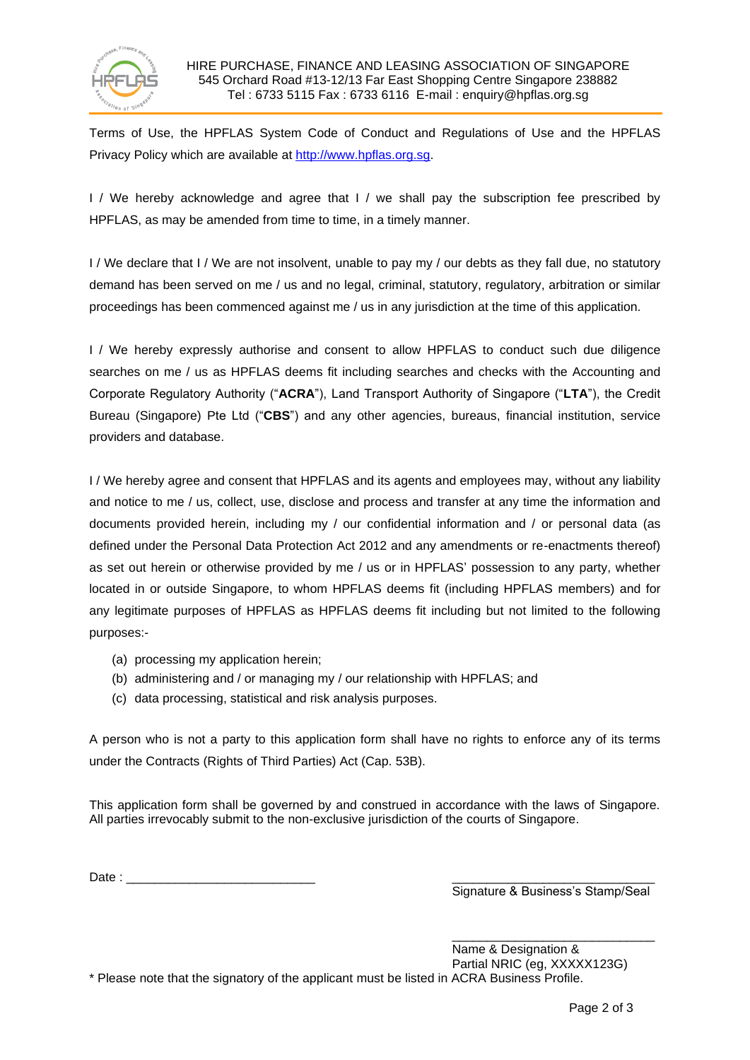Terms of Use, the HPFLAS System Code of Conduct and Regulations of Use and the HPFLAS Privacy Policy which are available at [http://www.hpflas.org.sg](http://www.hpflas.org.sg).

I / We hereby acknowledge and agree that I / we shall pay the subscription fee prescribed by HPFLAS, as may be amended from time to time, in a timely manner.

I / We declare that I / We are not insolvent, unable to pay my / our debts as they fall due, no statutory demand has been served on me / us and no legal, criminal, statutory, regulatory, arbitration or similar proceedings has been commenced against me / us in any jurisdiction at the time of this application.

I / We hereby expressly authorise and consent to allow HPFLAS to conduct such due diligence searches on me / us as HPFLAS deems fit including searches and checks with the Accounting and Corporate Regulatory Authority ("**ACRA**"), Land Transport Authority of Singapore ("**LTA**"), the Credit Bureau (Singapore) Pte Ltd ("**CBS**") and any other agencies, bureaus, financial institution, service providers and database.

I / We hereby agree and consent that HPFLAS and its agents and employees may, without any liability and notice to me / us, collect, use, disclose and process and transfer at any time the information and documents provided herein, including my / our confidential information and / or personal data (as defined under the Personal Data Protection Act 2012 and any amendments or re-enactments thereof) as set out herein or otherwise provided by me / us or in HPFLAS' possession to any party, whether located in or outside Singapore, to whom HPFLAS deems fit (including HPFLAS members) and for any legitimate purposes of HPFLAS as HPFLAS deems fit including but not limited to the following purposes:-

(a) processing my application herein;
(b) administering and / or managing my / our relationship with HPFLAS; and
(c) data processing, statistical and risk analysis purposes.

A person who is not a party to this application form shall have no rights to enforce any of its terms under the Contracts (Rights of Third Parties) Act (Cap. 53B).

This application form shall be governed by and construed in accordance with the laws of Singapore. All parties irrevocably submit to the non-exclusive jurisdiction of the courts of Singapore.

Date : ___________________________

_____________________________
Signature & Business's Stamp/Seal

_____________________________
Name & Designation &
Partial NRIC (eg, XXXXX123G)

* Please note that the signatory of the applicant must be listed in ACRA Business Profile.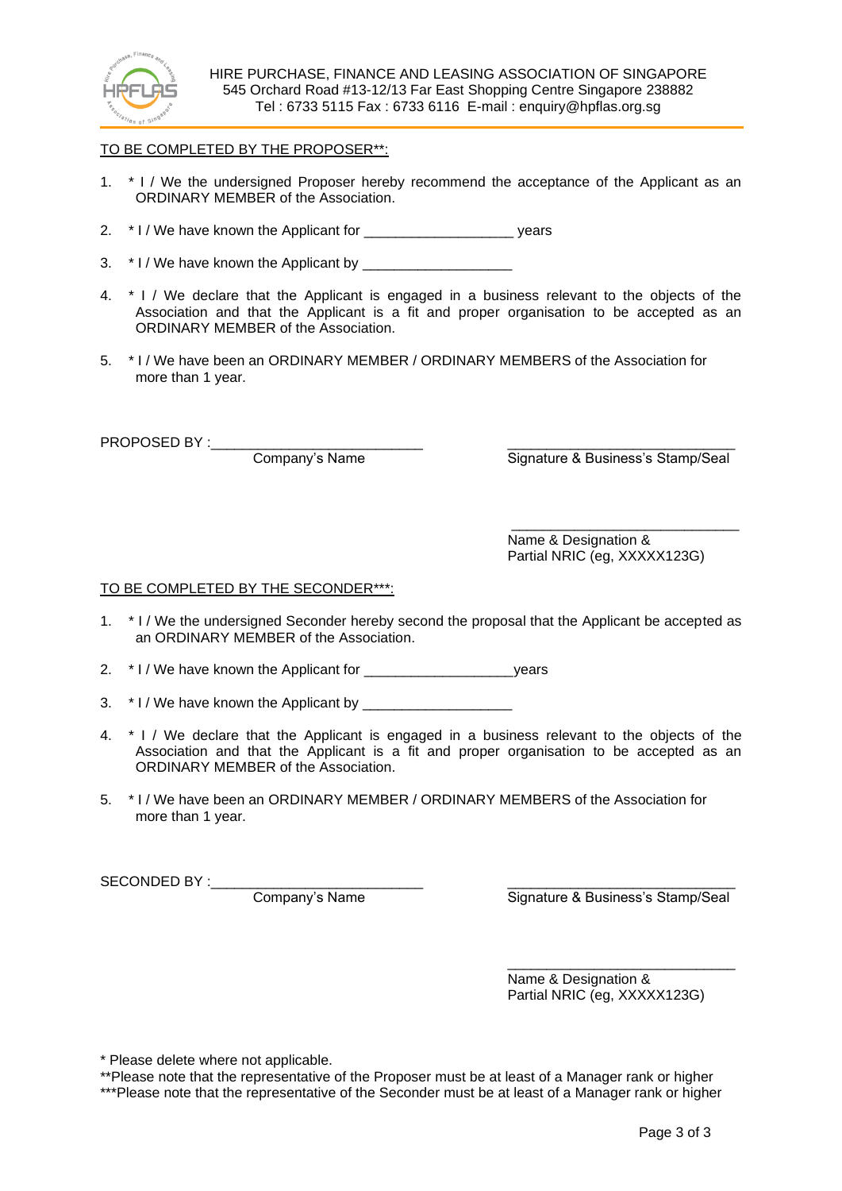HIRE PURCHASE, FINANCE AND LEASING ASSOCIATION OF SINGAPORE
545 Orchard Road #13-12/13 Far East Shopping Centre Singapore 238882
Tel : 6733 5115 Fax : 6733 6116 E-mail : enquiry@hpflas.org.sg

TO BE COMPLETED BY THE PROPOSER**:

1. * I / We the undersigned Proposer hereby recommend the acceptance of the Applicant as an ORDINARY MEMBER of the Association.
2. * I / We have known the Applicant for ___________________ years
3. * I / We have known the Applicant by ___________________
4. * I / We declare that the Applicant is engaged in a business relevant to the objects of the Association and that the Applicant is a fit and proper organisation to be accepted as an ORDINARY MEMBER of the Association.
5. * I / We have been an ORDINARY MEMBER / ORDINARY MEMBERS of the Association for more than 1 year.

PROPOSED BY :___________________________ ______________________________
Company's Name Signature & Business's Stamp/Seal

______________________________
Name & Designation &
Partial NRIC (eg, XXXXX123G)

TO BE COMPLETED BY THE SECONDER***:

1. * I / We the undersigned Seconder hereby second the proposal that the Applicant be accepted as an ORDINARY MEMBER of the Association.
2. * I / We have known the Applicant for ___________________years
3. * I / We have known the Applicant by ___________________
4. * I / We declare that the Applicant is engaged in a business relevant to the objects of the Association and that the Applicant is a fit and proper organisation to be accepted as an ORDINARY MEMBER of the Association.
5. * I / We have been an ORDINARY MEMBER / ORDINARY MEMBERS of the Association for more than 1 year.

SECONDED BY :___________________________ ______________________________
Company's Name Signature & Business's Stamp/Seal

______________________________
Name & Designation &
Partial NRIC (eg, XXXXX123G)

* Please delete where not applicable.
**Please note that the representative of the Proposer must be at least of a Manager rank or higher
***Please note that the representative of the Seconder must be at least of a Manager rank or higher